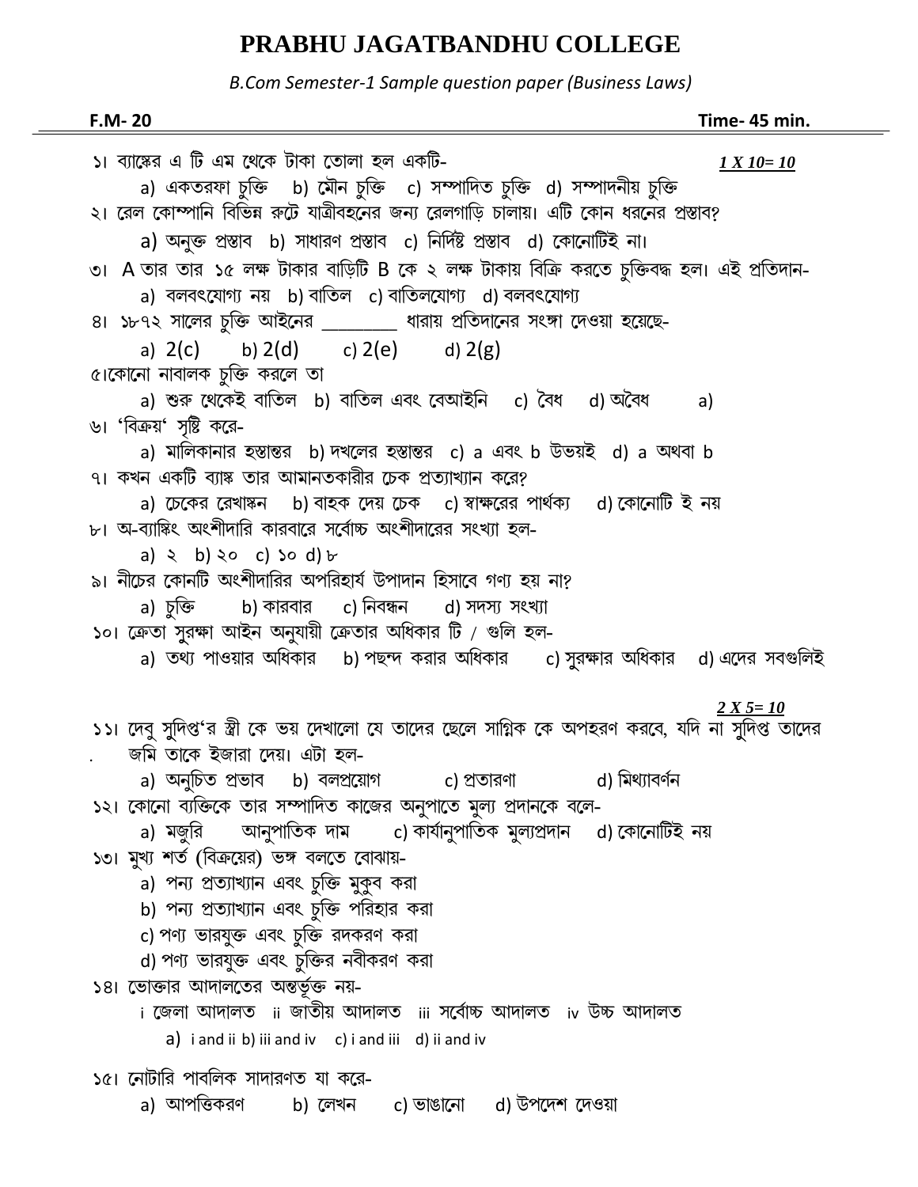# PRABHU JAGATBANDHU COLLEGE

*B.Com Semester-1 Sample question paper (Business Laws)*

**F.M- 20** **Time- 45 min.**

***1 X 10= 10***

১। ব্যাঙ্কের এ টি এম থেকে টাকা তোলা হল একটি-

a) একতরফা চুক্তি b) মৌন চুক্তি c) সম্পাদিত চুক্তি d) সম্পাদনীয় চুক্তি

২। রেল কোম্পানি বিভিন্ন রুটে যাত্রীবহনের জন্য রেলগাড়ি চালায়। এটি কোন ধরনের প্রস্তাব?

a) অনুক্ত প্রস্তাব b) সাধারণ প্রস্তাব c) নির্দিষ্ট প্রস্তাব d) কোনোটিই না।

৩। A তার তার ১৫ লক্ষ টাকার বাড়িটি B কে ২ লক্ষ টাকায় বিক্রি করতে চুক্তিবদ্ধ হল। এই প্রতিদান-

a) বলবৎযোগ্য নয় b) বাতিল c) বাতিলযোগ্য d) বলবৎযোগ্য

৪। ১৮৭২ সালের চুক্তি আইনের ________ ধারায় প্রতিদানের সংঙ্গা দেওয়া হয়েছে-

a) 2(c) b) 2(d) c) 2(e) d) 2(g)

৫।কোনো নাবালক চুক্তি করলে তা

a) শুরু থেকেই বাতিল b) বাতিল এবং বেআইনি c) বৈধ d) অবৈধ a)

৬। 'বিক্রয়' সৃষ্টি করে-

a) মালিকানার হস্তান্তর b) দখলের হস্তান্তর c) a এবং b উভয়ই d) a অথবা b

৭। কখন একটি ব্যাঙ্ক তার আমানতকারীর চেক প্রত্যাখ্যান করে?

a) চেকের রেখাঙ্কন b) বাহক দেয় চেক c) স্বাক্ষরের পার্থক্য d) কোনোটি ই নয়

৮। অ-ব্যাঙ্কিং অংশীদারি কারবারে সর্বোচ্চ অংশীদারের সংখ্যা হল-

a) ২ b) ২০ c) ১০ d) ৮

৯। নীচের কোনটি অংশীদারির অপরিহার্য উপাদান হিসাবে গণ্য হয় না?

a) চুক্তি b) কারবার c) নিবন্ধন d) সদস্য সংখ্যা

১০। ক্রেতা সুরক্ষা আইন অনুযায়ী ক্রেতার অধিকার টি / গুলি হল-

a) তথ্য পাওয়ার অধিকার b) পছন্দ করার অধিকার c) সুরক্ষার অধিকার d) এদের সবগুলিই

***2 X 5= 10***

১১। দেবু সুদিপ্ত'র স্ত্রী কে ভয় দেখালো যে তাদের ছেলে সাগ্নিক কে অপহরণ করবে, যদি না সুদিপ্ত তাদের জমি তাকে ইজারা দেয়। এটা হল-

a) অনুচিত প্রভাব b) বলপ্রয়োগ c) প্রতারণা d) মিথ্যাবর্ণন

১২। কোনো ব্যক্তিকে তার সম্পাদিত কাজের অনুপাতে মুল্য প্রদানকে বলে-

a) মজুরি আনুপাতিক দাম c) কার্যানুপাতিক মুল্যপ্রদান d) কোনোটিই নয়

১৩। মুখ্য শর্ত (বিক্রয়ের) ভঙ্গ বলতে বোঝায়-

a) পন্য প্রত্যাখ্যান এবং চুক্তি মুকুব করা

b) পন্য প্রত্যাখ্যান এবং চুক্তি পরিহার করা

c) পণ্য ভারযুক্ত এবং চুক্তি রদকরণ করা

d) পণ্য ভারযুক্ত এবং চুক্তির নবীকরণ করা

১৪। ভোক্তার আদালতের অন্তর্ভূক্ত নয়-

i জেলা আদালত ii জাতীয় আদালত iii সর্বোচ্চ আদালত iv উচ্চ আদালত

a) i and ii b) iii and iv c) i and iii d) ii and iv

১৫। নোটারি পাবলিক সাদারণত যা করে-

a) আপত্তিকরণ b) লেখন c) ভাঙানো d) উপদেশ দেওয়া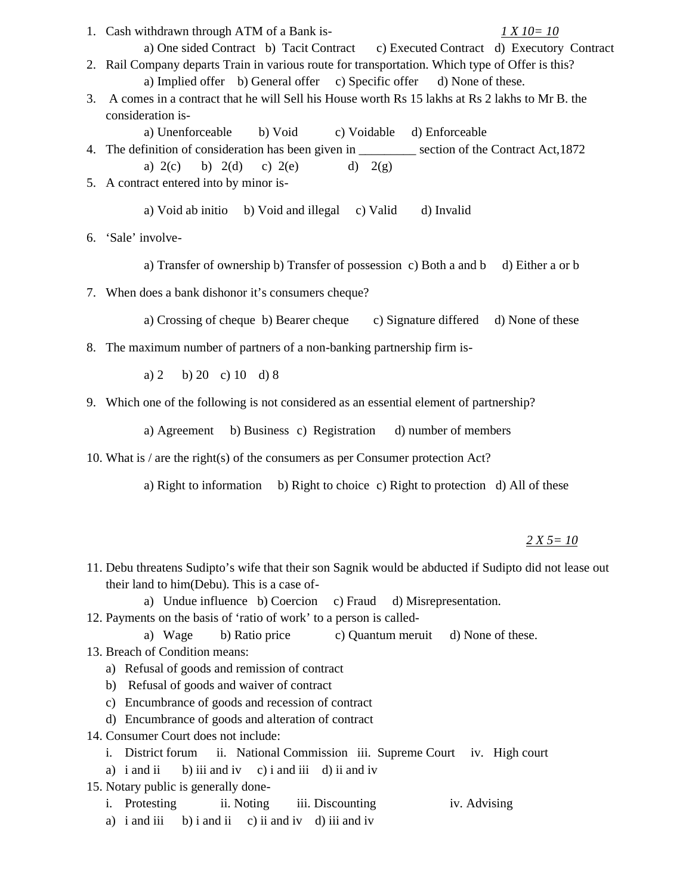1. Cash withdrawn through ATM of a Bank is- *1 X 10= 10*
   a) One sided Contract b) Tacit Contract c) Executed Contract d) Executory Contract
2. Rail Company departs Train in various route for transportation. Which type of Offer is this?
   a) Implied offer b) General offer c) Specific offer d) None of these.
3. A comes in a contract that he will Sell his House worth Rs 15 lakhs at Rs 2 lakhs to Mr B. the consideration is-
   a) Unenforceable b) Void c) Voidable d) Enforceable
4. The definition of consideration has been given in _________ section of the Contract Act,1872
   a) 2(c) b) 2(d) c) 2(e) d) 2(g)
5. A contract entered into by minor is-
   a) Void ab initio b) Void and illegal c) Valid d) Invalid
6. 'Sale' involve-
   a) Transfer of ownership b) Transfer of possession c) Both a and b d) Either a or b
7. When does a bank dishonor it's consumers cheque?
   a) Crossing of cheque b) Bearer cheque c) Signature differed d) None of these
8. The maximum number of partners of a non-banking partnership firm is-
   a) 2 b) 20 c) 10 d) 8
9. Which one of the following is not considered as an essential element of partnership?
   a) Agreement b) Business c) Registration d) number of members
10. What is / are the right(s) of the consumers as per Consumer protection Act?
    a) Right to information b) Right to choice c) Right to protection d) All of these

*2 X 5= 10*

11. Debu threatens Sudipto's wife that their son Sagnik would be abducted if Sudipto did not lease out their land to him(Debu). This is a case of-
    a) Undue influence b) Coercion c) Fraud d) Misrepresentation.
12. Payments on the basis of 'ratio of work' to a person is called-
    a) Wage b) Ratio price c) Quantum meruit d) None of these.
13. Breach of Condition means:
    a) Refusal of goods and remission of contract
    b) Refusal of goods and waiver of contract
    c) Encumbrance of goods and recession of contract
    d) Encumbrance of goods and alteration of contract
14. Consumer Court does not include:
    i. District forum ii. National Commission iii. Supreme Court iv. High court
    a) i and ii b) iii and iv c) i and iii d) ii and iv
15. Notary public is generally done-
    i. Protesting ii. Noting iii. Discounting iv. Advising
    a) i and iii b) i and ii c) ii and iv d) iii and iv